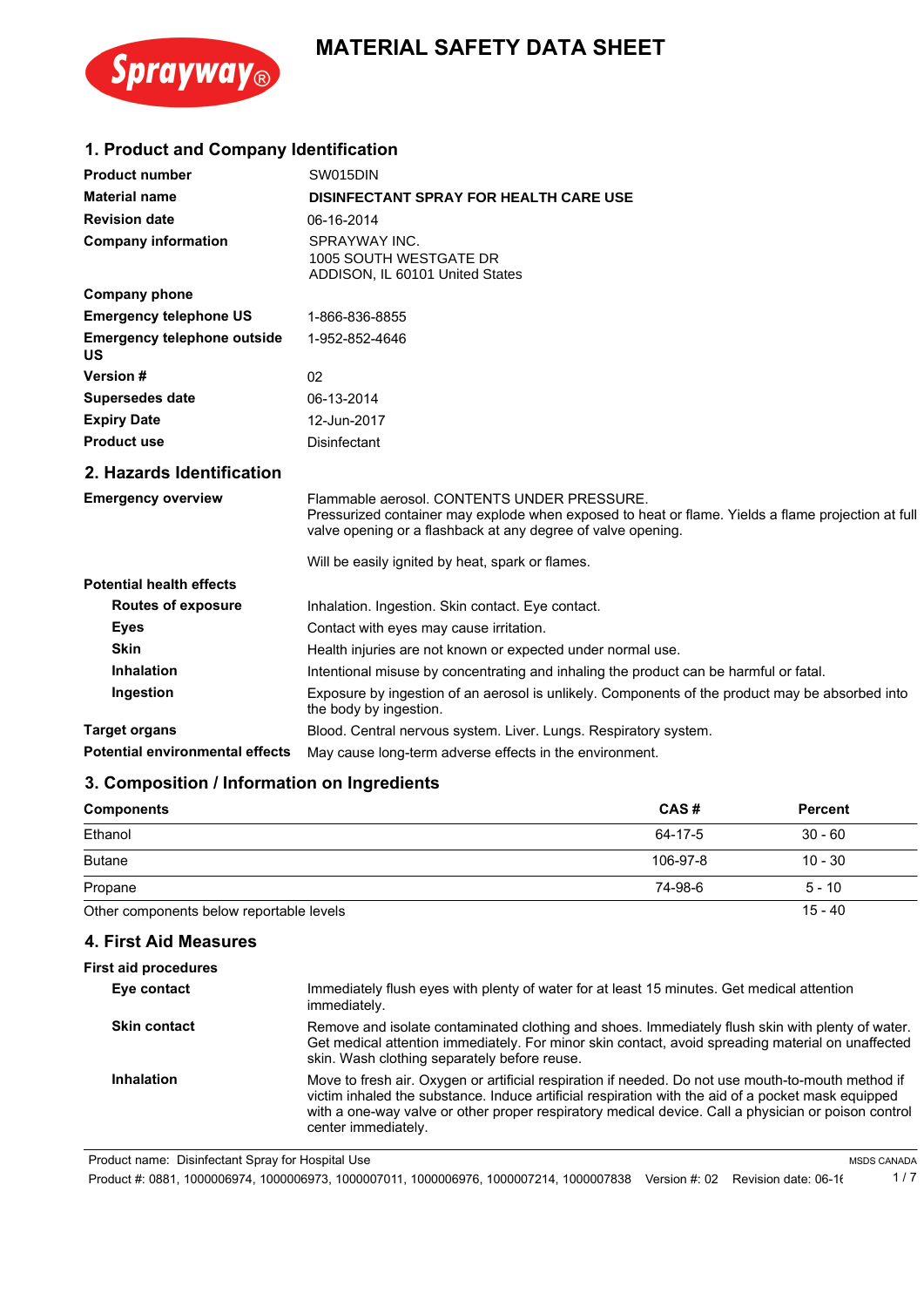# MATERIAL SAFETY DATA SHEET

## 1. Product and Company Identification

| | |
|---|---|
| **Product number** | SW015DIN |
| **Material name** | **DISINFECTANT SPRAY FOR HEALTH CARE USE** |
| **Revision date** | 06-16-2014 |
| **Company information** | SPRAYWAY INC.<br>1005 SOUTH WESTGATE DR<br>ADDISON, IL 60101 United States |
| **Company phone** | |
| **Emergency telephone US** | 1-866-836-8855 |
| **Emergency telephone outside US** | 1-952-852-4646 |
| **Version #** | 02 |
| **Supersedes date** | 06-13-2014 |
| **Expiry Date** | 12-Jun-2017 |
| **Product use** | Disinfectant |

## 2. Hazards Identification

**Emergency overview**

Flammable aerosol. CONTENTS UNDER PRESSURE.
Pressurized container may explode when exposed to heat or flame. Yields a flame projection at full valve opening or a flashback at any degree of valve opening.

Will be easily ignited by heat, spark or flames.

**Potential health effects**

- **Routes of exposure**: Inhalation. Ingestion. Skin contact. Eye contact.
- **Eyes**: Contact with eyes may cause irritation.
- **Skin**: Health injuries are not known or expected under normal use.
- **Inhalation**: Intentional misuse by concentrating and inhaling the product can be harmful or fatal.
- **Ingestion**: Exposure by ingestion of an aerosol is unlikely. Components of the product may be absorbed into the body by ingestion.

**Target organs**: Blood. Central nervous system. Liver. Lungs. Respiratory system.

**Potential environmental effects**: May cause long-term adverse effects in the environment.

## 3. Composition / Information on Ingredients

| Components | CAS # | Percent |
|---|---|---|
| Ethanol | 64-17-5 | 30 - 60 |
| Butane | 106-97-8 | 10 - 30 |
| Propane | 74-98-6 | 5 - 10 |
| Other components below reportable levels | | 15 - 40 |

## 4. First Aid Measures

**First aid procedures**

- **Eye contact**: Immediately flush eyes with plenty of water for at least 15 minutes. Get medical attention immediately.
- **Skin contact**: Remove and isolate contaminated clothing and shoes. Immediately flush skin with plenty of water. Get medical attention immediately. For minor skin contact, avoid spreading material on unaffected skin. Wash clothing separately before reuse.
- **Inhalation**: Move to fresh air. Oxygen or artificial respiration if needed. Do not use mouth-to-mouth method if victim inhaled the substance. Induce artificial respiration with the aid of a pocket mask equipped with a one-way valve or other proper respiratory medical device. Call a physician or poison control center immediately.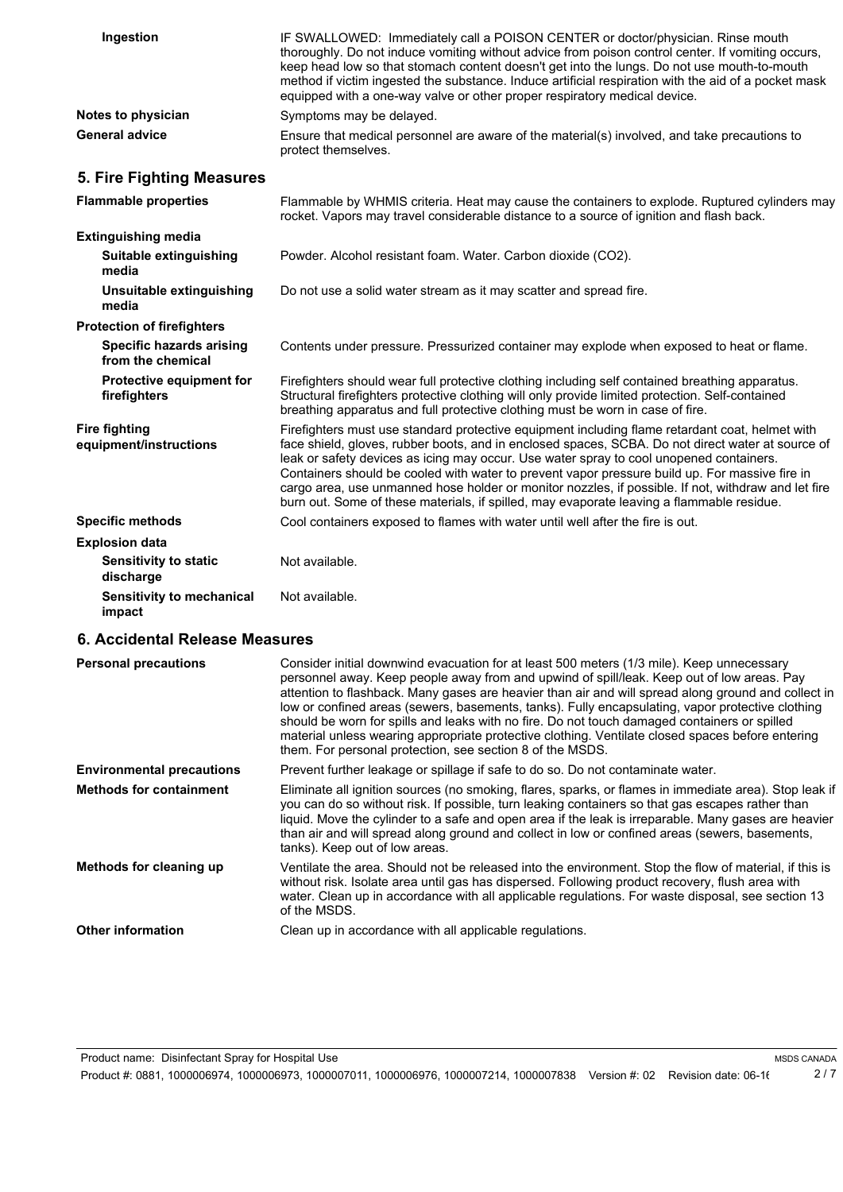**Ingestion** IF SWALLOWED: Immediately call a POISON CENTER or doctor/physician. Rinse mouth thoroughly. Do not induce vomiting without advice from poison control center. If vomiting occurs, keep head low so that stomach content doesn't get into the lungs. Do not use mouth-to-mouth method if victim ingested the substance. Induce artificial respiration with the aid of a pocket mask equipped with a one-way valve or other proper respiratory medical device.

**Notes to physician** Symptoms may be delayed.

**General advice** Ensure that medical personnel are aware of the material(s) involved, and take precautions to protect themselves.

## 5. Fire Fighting Measures

**Flammable properties** Flammable by WHMIS criteria. Heat may cause the containers to explode. Ruptured cylinders may rocket. Vapors may travel considerable distance to a source of ignition and flash back.

**Extinguishing media**

**Suitable extinguishing media** Powder. Alcohol resistant foam. Water. Carbon dioxide ($CO_2$).

**Unsuitable extinguishing media** Do not use a solid water stream as it may scatter and spread fire.

**Protection of firefighters**

**Specific hazards arising from the chemical** Contents under pressure. Pressurized container may explode when exposed to heat or flame.

**Protective equipment for firefighters** Firefighters should wear full protective clothing including self contained breathing apparatus. Structural firefighters protective clothing will only provide limited protection. Self-contained breathing apparatus and full protective clothing must be worn in case of fire.

**Fire fighting equipment/instructions** Firefighters must use standard protective equipment including flame retardant coat, helmet with face shield, gloves, rubber boots, and in enclosed spaces, SCBA. Do not direct water at source of leak or safety devices as icing may occur. Use water spray to cool unopened containers. Containers should be cooled with water to prevent vapor pressure build up. For massive fire in cargo area, use unmanned hose holder or monitor nozzles, if possible. If not, withdraw and let fire burn out. Some of these materials, if spilled, may evaporate leaving a flammable residue.

**Specific methods** Cool containers exposed to flames with water until well after the fire is out.

**Explosion data**

**Sensitivity to static discharge** Not available.

**Sensitivity to mechanical impact** Not available.

## 6. Accidental Release Measures

**Personal precautions** Consider initial downwind evacuation for at least 500 meters (1/3 mile). Keep unnecessary personnel away. Keep people away from and upwind of spill/leak. Keep out of low areas. Pay attention to flashback. Many gases are heavier than air and will spread along ground and collect in low or confined areas (sewers, basements, tanks). Fully encapsulating, vapor protective clothing should be worn for spills and leaks with no fire. Do not touch damaged containers or spilled material unless wearing appropriate protective clothing. Ventilate closed spaces before entering them. For personal protection, see section 8 of the MSDS.

**Environmental precautions** Prevent further leakage or spillage if safe to do so. Do not contaminate water.

**Methods for containment** Eliminate all ignition sources (no smoking, flares, sparks, or flames in immediate area). Stop leak if you can do so without risk. If possible, turn leaking containers so that gas escapes rather than liquid. Move the cylinder to a safe and open area if the leak is irreparable. Many gases are heavier than air and will spread along ground and collect in low or confined areas (sewers, basements, tanks). Keep out of low areas.

**Methods for cleaning up** Ventilate the area. Should not be released into the environment. Stop the flow of material, if this is without risk. Isolate area until gas has dispersed. Following product recovery, flush area with water. Clean up in accordance with all applicable regulations. For waste disposal, see section 13 of the MSDS.

**Other information** Clean up in accordance with all applicable regulations.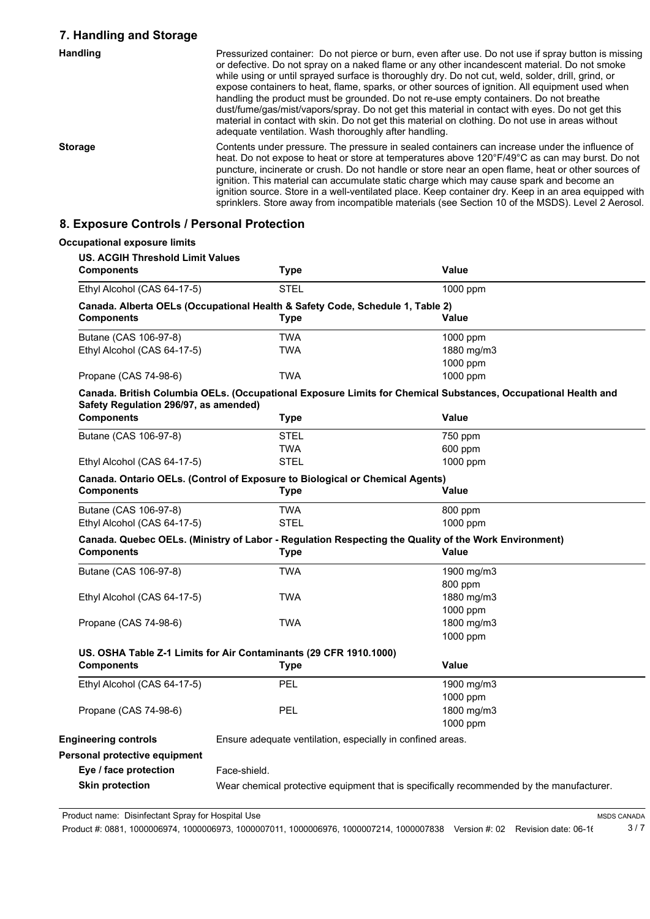## 7. Handling and Storage

**Handling**

Pressurized container: Do not pierce or burn, even after use. Do not use if spray button is missing or defective. Do not spray on a naked flame or any other incandescent material. Do not smoke while using or until sprayed surface is thoroughly dry. Do not cut, weld, solder, drill, grind, or expose containers to heat, flame, sparks, or other sources of ignition. All equipment used when handling the product must be grounded. Do not re-use empty containers. Do not breathe dust/fume/gas/mist/vapors/spray. Do not get this material in contact with eyes. Do not get this material in contact with skin. Do not get this material on clothing. Do not use in areas without adequate ventilation. Wash thoroughly after handling.

**Storage**

Contents under pressure. The pressure in sealed containers can increase under the influence of heat. Do not expose to heat or store at temperatures above 120°F/49°C as can may burst. Do not puncture, incinerate or crush. Do not handle or store near an open flame, heat or other sources of ignition. This material can accumulate static charge which may cause spark and become an ignition source. Store in a well-ventilated place. Keep container dry. Keep in an area equipped with sprinklers. Store away from incompatible materials (see Section 10 of the MSDS). Level 2 Aerosol.

## 8. Exposure Controls / Personal Protection

**Occupational exposure limits**

**US. ACGIH Threshold Limit Values**

| Components | Type | Value |
|---|---|---|
| Ethyl Alcohol (CAS 64-17-5) | STEL | 1000 ppm |

**Canada. Alberta OELs (Occupational Health & Safety Code, Schedule 1, Table 2)**

| Components | Type | Value |
|---|---|---|
| Butane (CAS 106-97-8) | TWA | 1000 ppm |
| Ethyl Alcohol (CAS 64-17-5) | TWA | 1880 mg/m3 |
| | | 1000 ppm |
| Propane (CAS 74-98-6) | TWA | 1000 ppm |

**Canada. British Columbia OELs. (Occupational Exposure Limits for Chemical Substances, Occupational Health and Safety Regulation 296/97, as amended)**

| Components | Type | Value |
|---|---|---|
| Butane (CAS 106-97-8) | STEL | 750 ppm |
| | TWA | 600 ppm |
| Ethyl Alcohol (CAS 64-17-5) | STEL | 1000 ppm |

**Canada. Ontario OELs. (Control of Exposure to Biological or Chemical Agents)**

| Components | Type | Value |
|---|---|---|
| Butane (CAS 106-97-8) | TWA | 800 ppm |
| Ethyl Alcohol (CAS 64-17-5) | STEL | 1000 ppm |

**Canada. Quebec OELs. (Ministry of Labor - Regulation Respecting the Quality of the Work Environment)**

| Components | Type | Value |
|---|---|---|
| Butane (CAS 106-97-8) | TWA | 1900 mg/m3 |
| | | 800 ppm |
| Ethyl Alcohol (CAS 64-17-5) | TWA | 1880 mg/m3 |
| | | 1000 ppm |
| Propane (CAS 74-98-6) | TWA | 1800 mg/m3 |
| | | 1000 ppm |

**US. OSHA Table Z-1 Limits for Air Contaminants (29 CFR 1910.1000)**

| Components | Type | Value |
|---|---|---|
| Ethyl Alcohol (CAS 64-17-5) | PEL | 1900 mg/m3 |
| | | 1000 ppm |
| Propane (CAS 74-98-6) | PEL | 1800 mg/m3 |
| | | 1000 ppm |

**Engineering controls** Ensure adequate ventilation, especially in confined areas.

**Personal protective equipment**

**Eye / face protection** Face-shield.

**Skin protection** Wear chemical protective equipment that is specifically recommended by the manufacturer.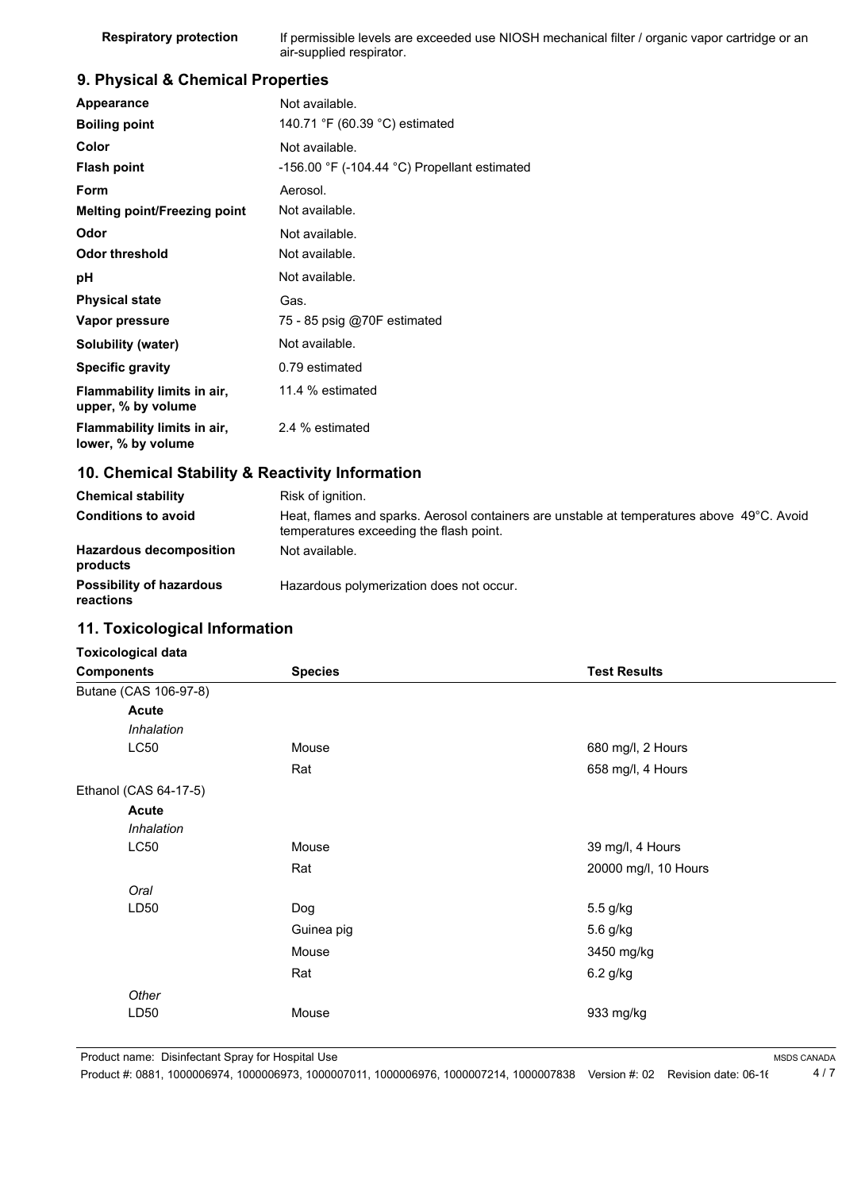| | |
|---|---|
| **Respiratory protection** | If permissible levels are exceeded use NIOSH mechanical filter / organic vapor cartridge or an air-supplied respirator. |

## 9. Physical & Chemical Properties

| | |
|---|---|
| **Appearance** | Not available. |
| **Boiling point** | 140.71 °F (60.39 °C) estimated |
| **Color** | Not available. |
| **Flash point** | -156.00 °F (-104.44 °C) Propellant estimated |
| **Form** | Aerosol. |
| **Melting point/Freezing point** | Not available. |
| **Odor** | Not available. |
| **Odor threshold** | Not available. |
| **pH** | Not available. |
| **Physical state** | Gas. |
| **Vapor pressure** | 75 - 85 psig @70F estimated |
| **Solubility (water)** | Not available. |
| **Specific gravity** | 0.79 estimated |
| **Flammability limits in air, upper, % by volume** | 11.4 % estimated |
| **Flammability limits in air, lower, % by volume** | 2.4 % estimated |

## 10. Chemical Stability & Reactivity Information

| | |
|---|---|
| **Chemical stability** | Risk of ignition. |
| **Conditions to avoid** | Heat, flames and sparks. Aerosol containers are unstable at temperatures above 49°C. Avoid temperatures exceeding the flash point. |
| **Hazardous decomposition products** | Not available. |
| **Possibility of hazardous reactions** | Hazardous polymerization does not occur. |

## 11. Toxicological Information

**Toxicological data**

| Components | Species | Test Results |
|---|---|---|
| Butane (CAS 106-97-8) | | |
| **Acute** | | |
| *Inhalation* | | |
| LC50 | Mouse | 680 mg/l, 2 Hours |
| | Rat | 658 mg/l, 4 Hours |
| Ethanol (CAS 64-17-5) | | |
| **Acute** | | |
| *Inhalation* | | |
| LC50 | Mouse | 39 mg/l, 4 Hours |
| | Rat | 20000 mg/l, 10 Hours |
| *Oral* | | |
| LD50 | Dog | 5.5 g/kg |
| | Guinea pig | 5.6 g/kg |
| | Mouse | 3450 mg/kg |
| | Rat | 6.2 g/kg |
| *Other* | | |
| LD50 | Mouse | 933 mg/kg |

Product name: Disinfectant Spray for Hospital Use

Product #: 0881, 1000006974, 1000006973, 1000007011, 1000006976, 1000007214, 1000007838 Version #: 02 Revision date: 06-16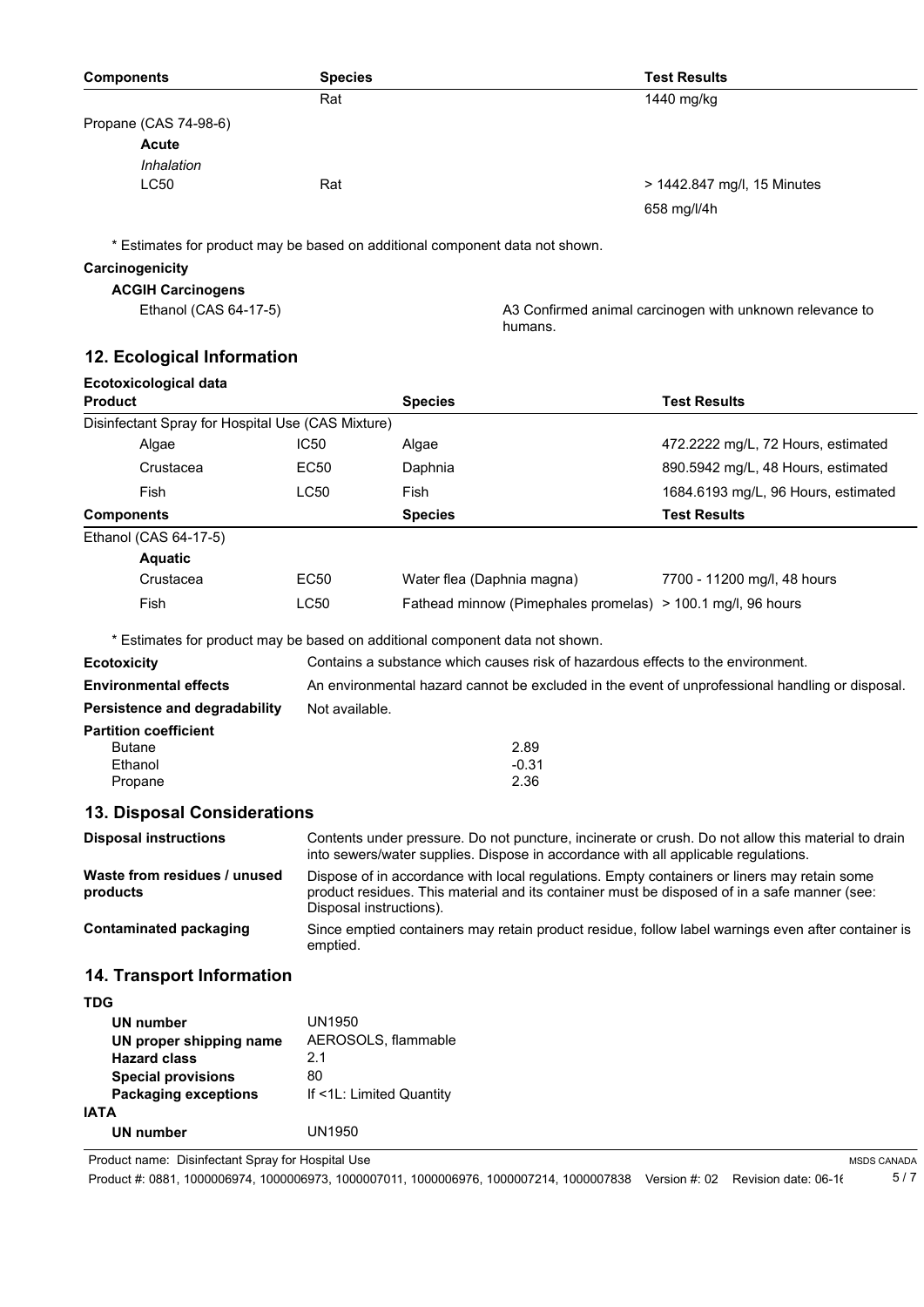| Components | Species | Test Results |
| --- | --- | --- |
| | Rat | 1440 mg/kg |
| Propane (CAS 74-98-6) | | |
| **Acute** | | |
| *Inhalation* | | |
| LC50 | Rat | > 1442.847 mg/l, 15 Minutes |
| | | 658 mg/l/4h |

\* Estimates for product may be based on additional component data not shown.

**Carcinogenicity**

**ACGIH Carcinogens**

Ethanol (CAS 64-17-5) — A3 Confirmed animal carcinogen with unknown relevance to humans.

## 12. Ecological Information

**Ecotoxicological data**

| Product | | Species | Test Results |
| --- | --- | --- | --- |
| Disinfectant Spray for Hospital Use (CAS Mixture) | | | |
| Algae | IC50 | Algae | 472.2222 mg/L, 72 Hours, estimated |
| Crustacea | EC50 | Daphnia | 890.5942 mg/L, 48 Hours, estimated |
| Fish | LC50 | Fish | 1684.6193 mg/L, 96 Hours, estimated |
| **Components** | | **Species** | **Test Results** |
| Ethanol (CAS 64-17-5) | | | |
| **Aquatic** | | | |
| Crustacea | EC50 | Water flea (Daphnia magna) | 7700 - 11200 mg/l, 48 hours |
| Fish | LC50 | Fathead minnow (Pimephales promelas) | > 100.1 mg/l, 96 hours |

\* Estimates for product may be based on additional component data not shown.

**Ecotoxicity** Contains a substance which causes risk of hazardous effects to the environment.

**Environmental effects** An environmental hazard cannot be excluded in the event of unprofessional handling or disposal.

**Persistence and degradability** Not available.

**Partition coefficient**

| | |
| --- | --- |
| Butane | 2.89 |
| Ethanol | -0.31 |
| Propane | 2.36 |

## 13. Disposal Considerations

**Disposal instructions** Contents under pressure. Do not puncture, incinerate or crush. Do not allow this material to drain into sewers/water supplies. Dispose in accordance with all applicable regulations.

**Waste from residues / unused products** Dispose of in accordance with local regulations. Empty containers or liners may retain some product residues. This material and its container must be disposed of in a safe manner (see: Disposal instructions).

**Contaminated packaging** Since emptied containers may retain product residue, follow label warnings even after container is emptied.

## 14. Transport Information

**TDG**

| | |
| --- | --- |
| **UN number** | UN1950 |
| **UN proper shipping name** | AEROSOLS, flammable |
| **Hazard class** | 2.1 |
| **Special provisions** | 80 |
| **Packaging exceptions** | If <1L: Limited Quantity |

**IATA**

| | |
| --- | --- |
| **UN number** | UN1950 |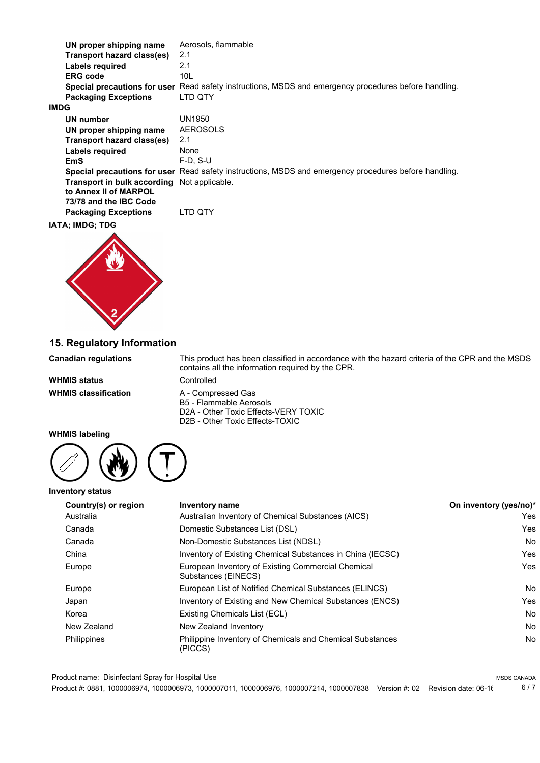| | |
|---|---|
| **UN proper shipping name** | Aerosols, flammable |
| **Transport hazard class(es)** | 2.1 |
| **Labels required** | 2.1 |
| **ERG code** | 10L |
| **Special precautions for user** | Read safety instructions, MSDS and emergency procedures before handling. |
| **Packaging Exceptions** | LTD QTY |

**IMDG**

| | |
|---|---|
| **UN number** | UN1950 |
| **UN proper shipping name** | AEROSOLS |
| **Transport hazard class(es)** | 2.1 |
| **Labels required** | None |
| **EmS** | F-D, S-U |
| **Special precautions for user** | Read safety instructions, MSDS and emergency procedures before handling. |
| **Transport in bulk according to Annex II of MARPOL 73/78 and the IBC Code** | Not applicable. |
| **Packaging Exceptions** | LTD QTY |

**IATA; IMDG; TDG**

## 15. Regulatory Information

**Canadian regulations** — This product has been classified in accordance with the hazard criteria of the CPR and the MSDS contains all the information required by the CPR.

**WHMIS status** — Controlled

**WHMIS classification**
- A - Compressed Gas
- B5 - Flammable Aerosols
- D2A - Other Toxic Effects-VERY TOXIC
- D2B - Other Toxic Effects-TOXIC

**WHMIS labeling**

**Inventory status**

| Country(s) or region | Inventory name | On inventory (yes/no)* |
|---|---|---|
| Australia | Australian Inventory of Chemical Substances (AICS) | Yes |
| Canada | Domestic Substances List (DSL) | Yes |
| Canada | Non-Domestic Substances List (NDSL) | No |
| China | Inventory of Existing Chemical Substances in China (IECSC) | Yes |
| Europe | European Inventory of Existing Commercial Chemical Substances (EINECS) | Yes |
| Europe | European List of Notified Chemical Substances (ELINCS) | No |
| Japan | Inventory of Existing and New Chemical Substances (ENCS) | Yes |
| Korea | Existing Chemicals List (ECL) | No |
| New Zealand | New Zealand Inventory | No |
| Philippines | Philippine Inventory of Chemicals and Chemical Substances (PICCS) | No |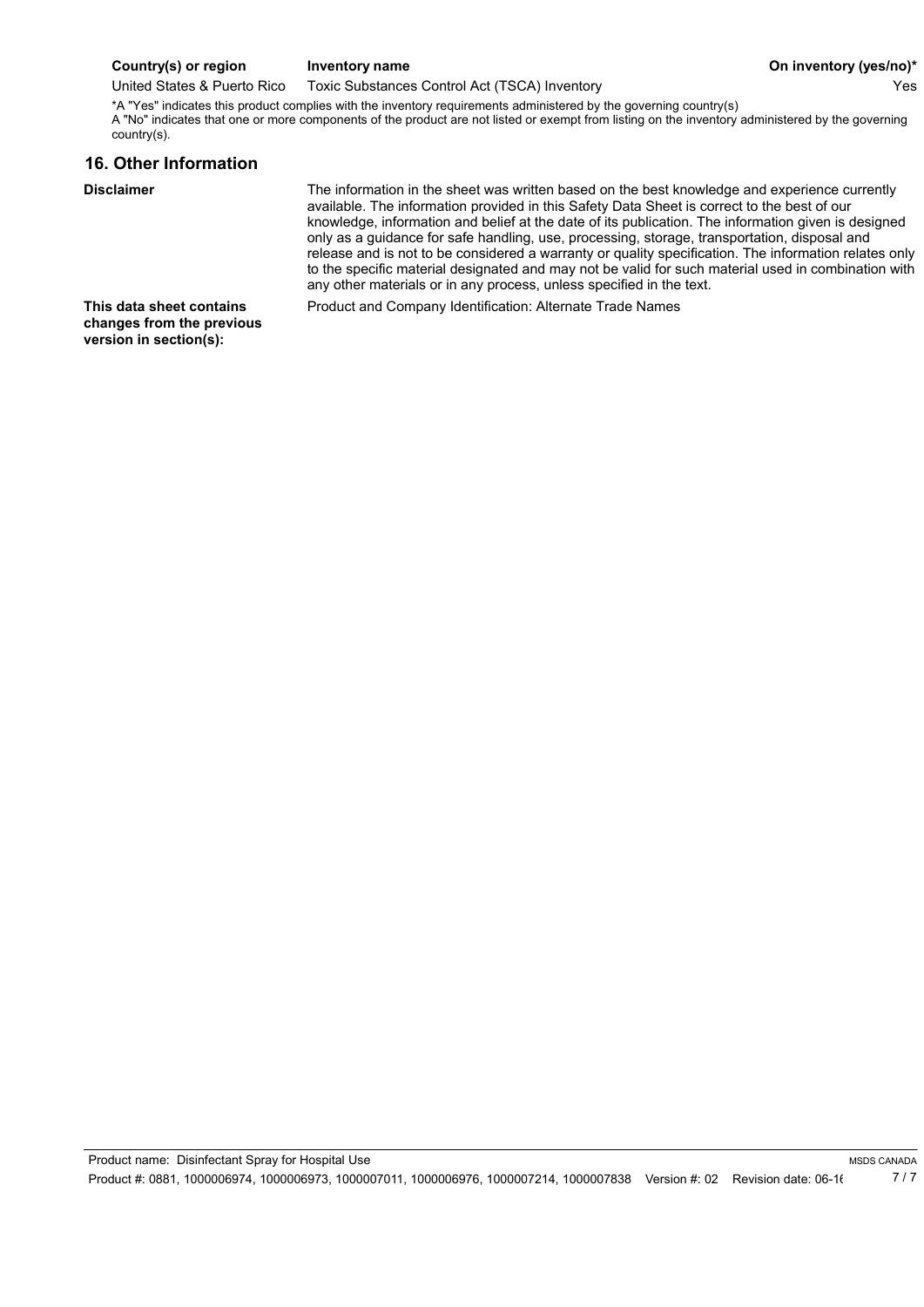| Country(s) or region | Inventory name | On inventory (yes/no)* |
| --- | --- | --- |
| United States & Puerto Rico | Toxic Substances Control Act (TSCA) Inventory | Yes |

*A "Yes" indicates this product complies with the inventory requirements administered by the governing country(s)
A "No" indicates that one or more components of the product are not listed or exempt from listing on the inventory administered by the governing country(s).

## 16. Other Information

**Disclaimer**

The information in the sheet was written based on the best knowledge and experience currently available. The information provided in this Safety Data Sheet is correct to the best of our knowledge, information and belief at the date of its publication. The information given is designed only as a guidance for safe handling, use, processing, storage, transportation, disposal and release and is not to be considered a warranty or quality specification. The information relates only to the specific material designated and may not be valid for such material used in combination with any other materials or in any process, unless specified in the text.

**This data sheet contains changes from the previous version in section(s):**

Product and Company Identification: Alternate Trade Names